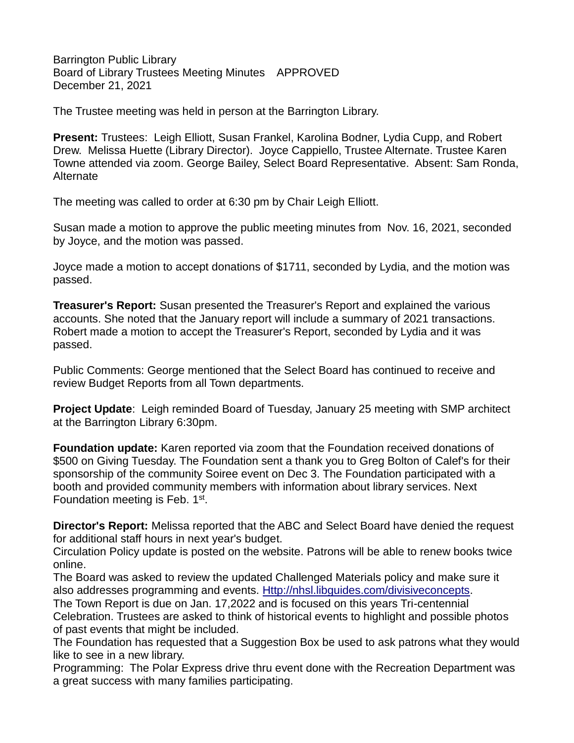Barrington Public Library
Board of Library Trustees Meeting Minutes    APPROVED
December 21, 2021

The Trustee meeting was held in person at the Barrington Library.

**Present:** Trustees:  Leigh Elliott, Susan Frankel, Karolina Bodner, Lydia Cupp, and Robert Drew.  Melissa Huette (Library Director).  Joyce Cappiello, Trustee Alternate. Trustee Karen Towne attended via zoom. George Bailey, Select Board Representative.  Absent: Sam Ronda, Alternate

The meeting was called to order at 6:30 pm by Chair Leigh Elliott.

Susan made a motion to approve the public meeting minutes from  Nov. 16, 2021, seconded by Joyce, and the motion was passed.

Joyce made a motion to accept donations of $1711, seconded by Lydia, and the motion was passed.

**Treasurer's Report:** Susan presented the Treasurer's Report and explained the various accounts. She noted that the January report will include a summary of 2021 transactions. Robert made a motion to accept the Treasurer's Report, seconded by Lydia and it was passed.

Public Comments: George mentioned that the Select Board has continued to receive and review Budget Reports from all Town departments.

**Project Update**:  Leigh reminded Board of Tuesday, January 25 meeting with SMP architect at the Barrington Library 6:30pm.

**Foundation update:** Karen reported via zoom that the Foundation received donations of $500 on Giving Tuesday. The Foundation sent a thank you to Greg Bolton of Calef's for their sponsorship of the community Soiree event on Dec 3. The Foundation participated with a booth and provided community members with information about library services. Next Foundation meeting is Feb. 1st.

**Director's Report:** Melissa reported that the ABC and Select Board have denied the request for additional staff hours in next year's budget.
Circulation Policy update is posted on the website. Patrons will be able to renew books twice online.
The Board was asked to review the updated Challenged Materials policy and make sure it also addresses programming and events. Http://nhsl.libguides.com/divisiveconcepts.
The Town Report is due on Jan. 17,2022 and is focused on this years Tri-centennial Celebration. Trustees are asked to think of historical events to highlight and possible photos of past events that might be included.
The Foundation has requested that a Suggestion Box be used to ask patrons what they would like to see in a new library.
Programming:  The Polar Express drive thru event done with the Recreation Department was a great success with many families participating.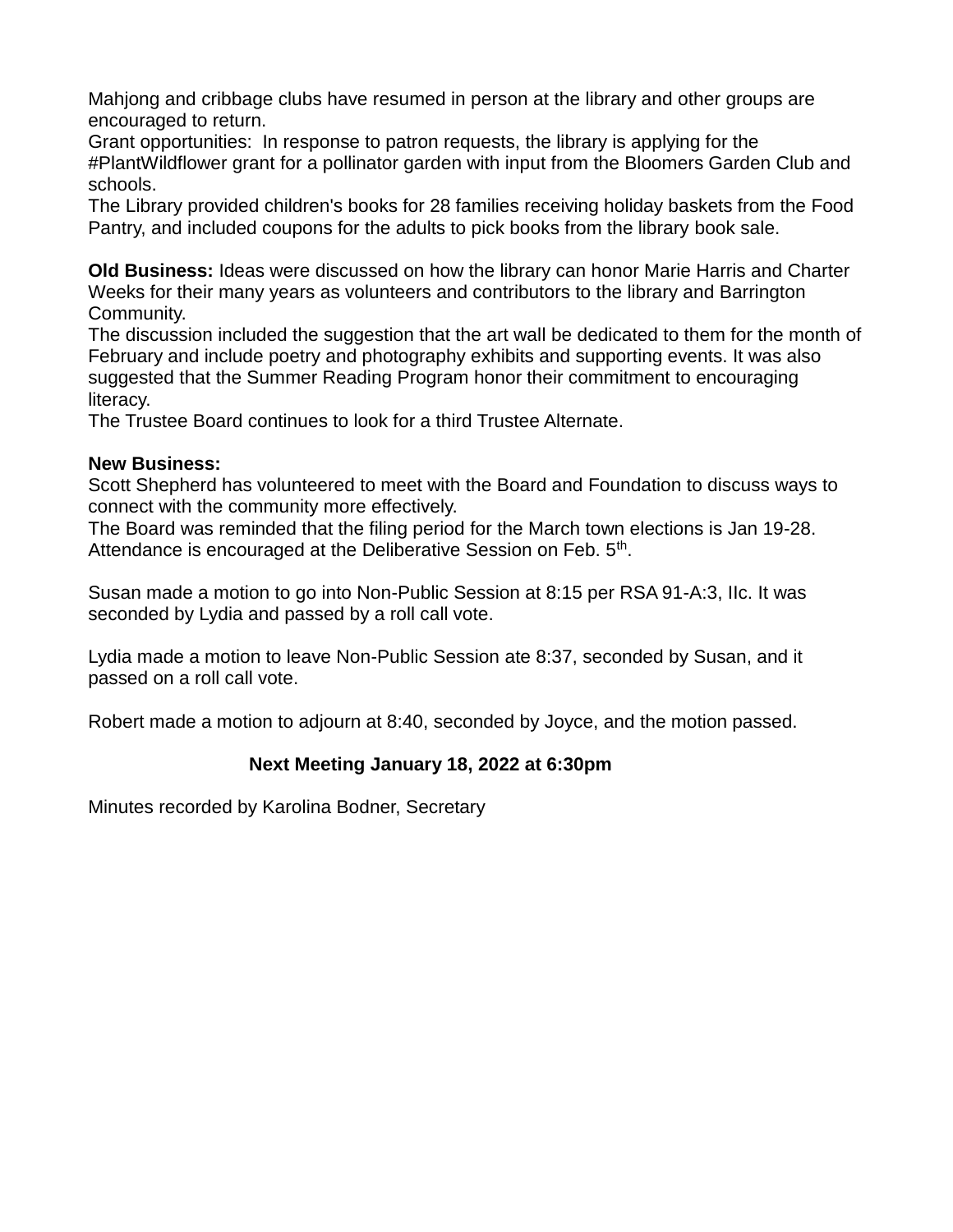Mahjong and cribbage clubs have resumed in person at the library and other groups are encouraged to return.
Grant opportunities: In response to patron requests, the library is applying for the #PlantWildflower grant for a pollinator garden with input from the Bloomers Garden Club and schools.
The Library provided children's books for 28 families receiving holiday baskets from the Food Pantry, and included coupons for the adults to pick books from the library book sale.

**Old Business:** Ideas were discussed on how the library can honor Marie Harris and Charter Weeks for their many years as volunteers and contributors to the library and Barrington Community.
The discussion included the suggestion that the art wall be dedicated to them for the month of February and include poetry and photography exhibits and supporting events. It was also suggested that the Summer Reading Program honor their commitment to encouraging literacy.
The Trustee Board continues to look for a third Trustee Alternate.

**New Business:**
Scott Shepherd has volunteered to meet with the Board and Foundation to discuss ways to connect with the community more effectively.
The Board was reminded that the filing period for the March town elections is Jan 19-28. Attendance is encouraged at the Deliberative Session on Feb. 5th.

Susan made a motion to go into Non-Public Session at 8:15 per RSA 91-A:3, IIc. It was seconded by Lydia and passed by a roll call vote.

Lydia made a motion to leave Non-Public Session ate 8:37, seconded by Susan, and it passed on a roll call vote.

Robert made a motion to adjourn at 8:40, seconded by Joyce, and the motion passed.

**Next Meeting January 18, 2022 at 6:30pm**

Minutes recorded by Karolina Bodner, Secretary